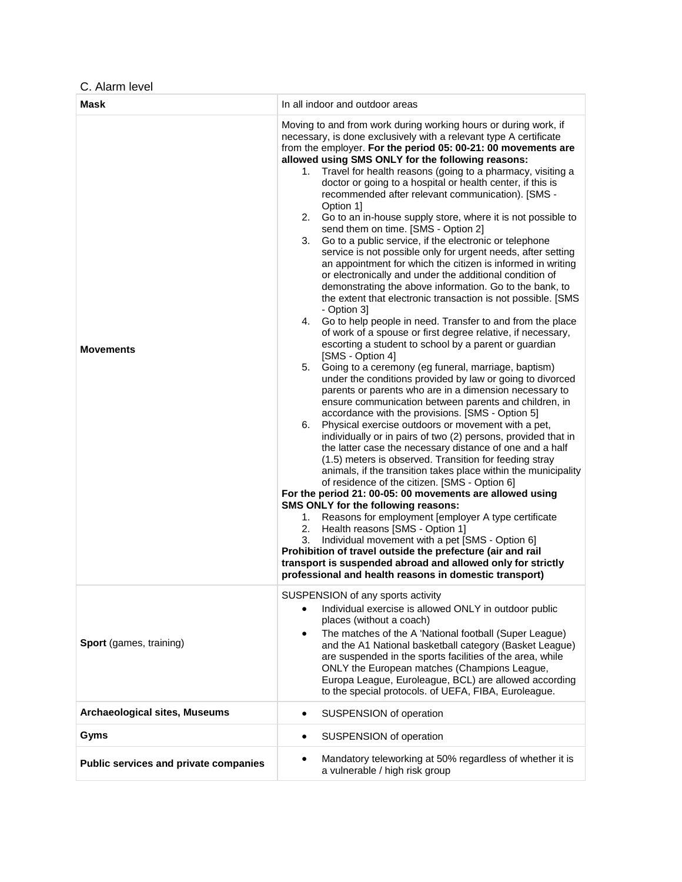C. Alarm level

| **Mask** | In all indoor and outdoor areas |
|---|---|
| **Movements** | Moving to and from work during working hours or during work, if necessary, is done exclusively with a relevant type A certificate from the employer. **For the period 05: 00-21: 00 movements are allowed using SMS ONLY for the following reasons:**<br>1. Travel for health reasons (going to a pharmacy, visiting a doctor or going to a hospital or health center, if this is recommended after relevant communication). [SMS - Option 1]<br>2. Go to an in-house supply store, where it is not possible to send them on time. [SMS - Option 2]<br>3. Go to a public service, if the electronic or telephone service is not possible only for urgent needs, after setting an appointment for which the citizen is informed in writing or electronically and under the additional condition of demonstrating the above information. Go to the bank, to the extent that electronic transaction is not possible. [SMS - Option 3]<br>4. Go to help people in need. Transfer to and from the place of work of a spouse or first degree relative, if necessary, escorting a student to school by a parent or guardian [SMS - Option 4]<br>5. Going to a ceremony (eg funeral, marriage, baptism) under the conditions provided by law or going to divorced parents or parents who are in a dimension necessary to ensure communication between parents and children, in accordance with the provisions. [SMS - Option 5]<br>6. Physical exercise outdoors or movement with a pet, individually or in pairs of two (2) persons, provided that in the latter case the necessary distance of one and a half (1.5) meters is observed. Transition for feeding stray animals, if the transition takes place within the municipality of residence of the citizen. [SMS - Option 6]<br>**For the period 21: 00-05: 00 movements are allowed using SMS ONLY for the following reasons:**<br>1. Reasons for employment [employer A type certificate<br>2. Health reasons [SMS - Option 1]<br>3. Individual movement with a pet [SMS - Option 6]<br>**Prohibition of travel outside the prefecture (air and rail transport is suspended abroad and allowed only for strictly professional and health reasons in domestic transport)** |
| **Sport** (games, training) | SUSPENSION of any sports activity<br>• Individual exercise is allowed ONLY in outdoor public places (without a coach)<br>• The matches of the A 'National football (Super League) and the A1 National basketball category (Basket League) are suspended in the sports facilities of the area, while ONLY the European matches (Champions League, Europa League, Euroleague, BCL) are allowed according to the special protocols. of UEFA, FIBA, Euroleague. |
| **Archaeological sites, Museums** | • SUSPENSION of operation |
| **Gyms** | • SUSPENSION of operation |
| **Public services and private companies** | • Mandatory teleworking at 50% regardless of whether it is a vulnerable / high risk group |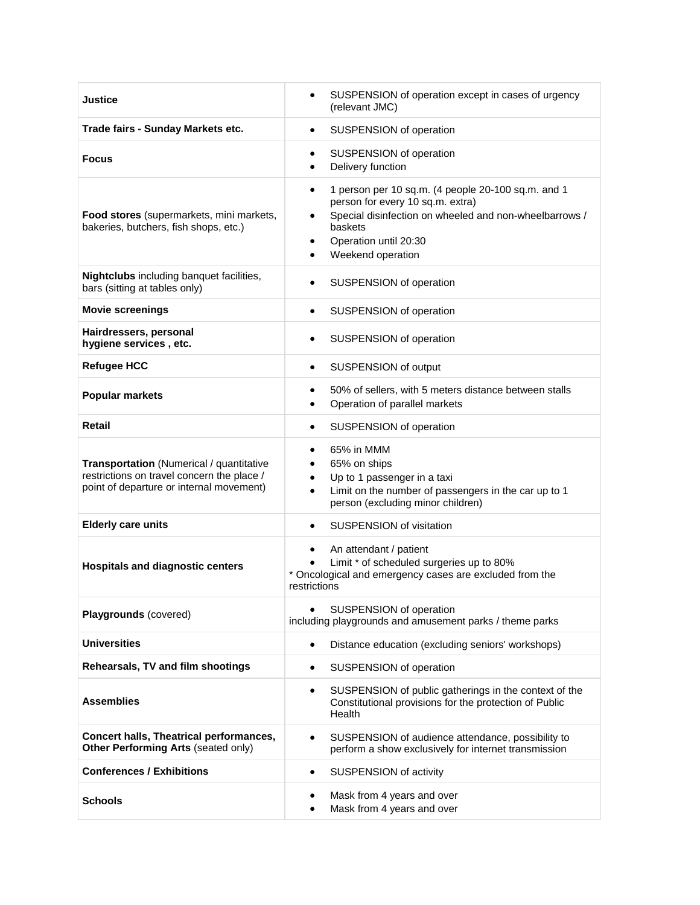| | |
|---|---|
| **Justice** | • SUSPENSION of operation except in cases of urgency (relevant JMC) |
| **Trade fairs - Sunday Markets etc.** | • SUSPENSION of operation |
| **Focus** | • SUSPENSION of operation<br>• Delivery function |
| **Food stores** (supermarkets, mini markets, bakeries, butchers, fish shops, etc.) | • 1 person per 10 sq.m. (4 people 20-100 sq.m. and 1 person for every 10 sq.m. extra)<br>• Special disinfection on wheeled and non-wheelbarrows / baskets<br>• Operation until 20:30<br>• Weekend operation |
| **Nightclubs** including banquet facilities, bars (sitting at tables only) | • SUSPENSION of operation |
| **Movie screenings** | • SUSPENSION of operation |
| **Hairdressers, personal hygiene services , etc.** | • SUSPENSION of operation |
| **Refugee HCC** | • SUSPENSION of output |
| **Popular markets** | • 50% of sellers, with 5 meters distance between stalls<br>• Operation of parallel markets |
| **Retail** | • SUSPENSION of operation |
| **Transportation** (Numerical / quantitative restrictions on travel concern the place / point of departure or internal movement) | • 65% in MMM<br>• 65% on ships<br>• Up to 1 passenger in a taxi<br>• Limit on the number of passengers in the car up to 1 person (excluding minor children) |
| **Elderly care units** | • SUSPENSION of visitation |
| **Hospitals and diagnostic centers** | • An attendant / patient<br>• Limit * of scheduled surgeries up to 80%<br>* Oncological and emergency cases are excluded from the restrictions |
| **Playgrounds** (covered) | • SUSPENSION of operation<br>including playgrounds and amusement parks / theme parks |
| **Universities** | • Distance education (excluding seniors' workshops) |
| **Rehearsals, TV and film shootings** | • SUSPENSION of operation |
| **Assemblies** | • SUSPENSION of public gatherings in the context of the Constitutional provisions for the protection of Public Health |
| **Concert halls, Theatrical performances, Other Performing Arts** (seated only) | • SUSPENSION of audience attendance, possibility to perform a show exclusively for internet transmission |
| **Conferences / Exhibitions** | • SUSPENSION of activity |
| **Schools** | • Mask from 4 years and over<br>• Mask from 4 years and over |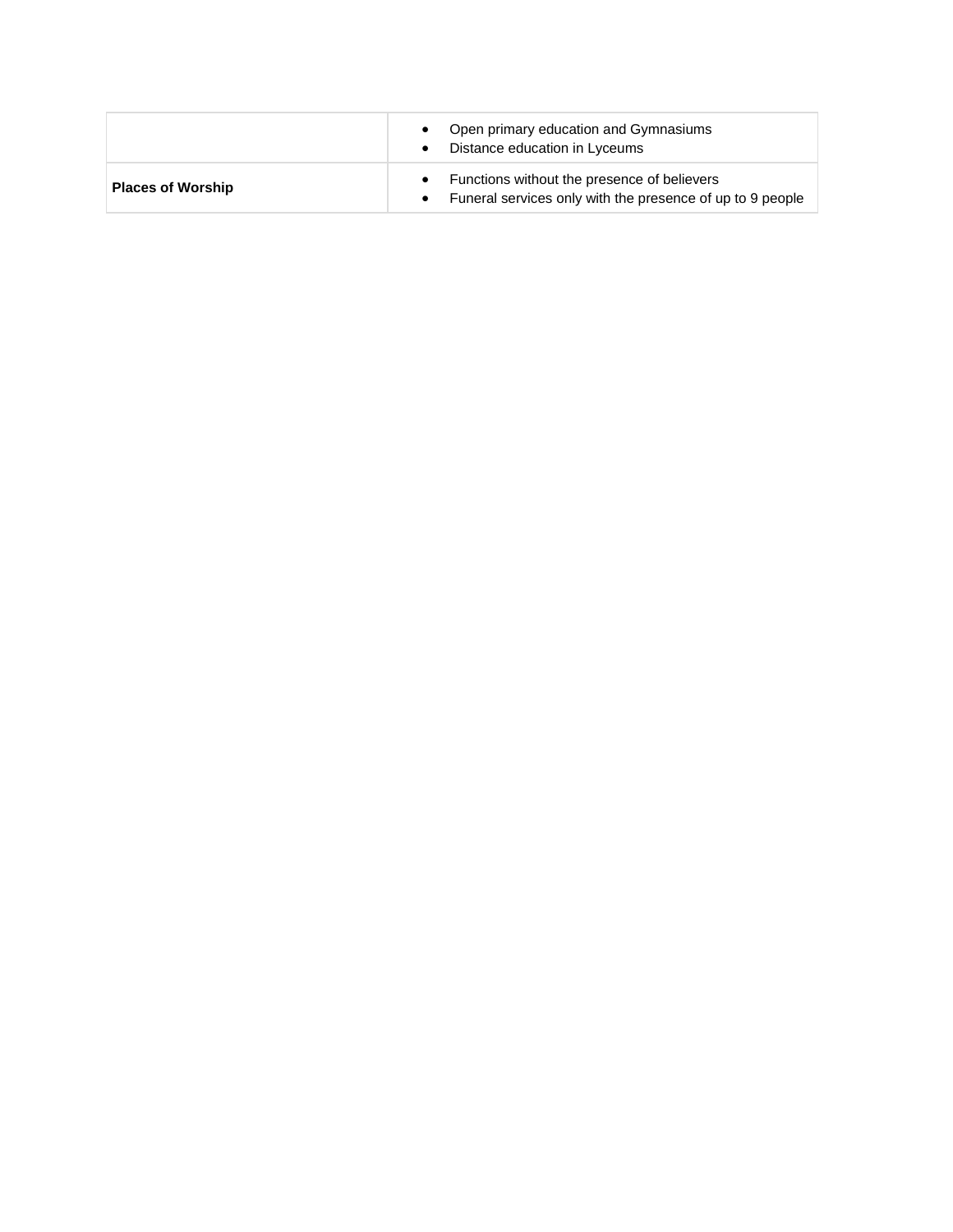| | |
|---|---|
| | • Open primary education and Gymnasiums<br>• Distance education in Lyceums |
| **Places of Worship** | • Functions without the presence of believers<br>• Funeral services only with the presence of up to 9 people |